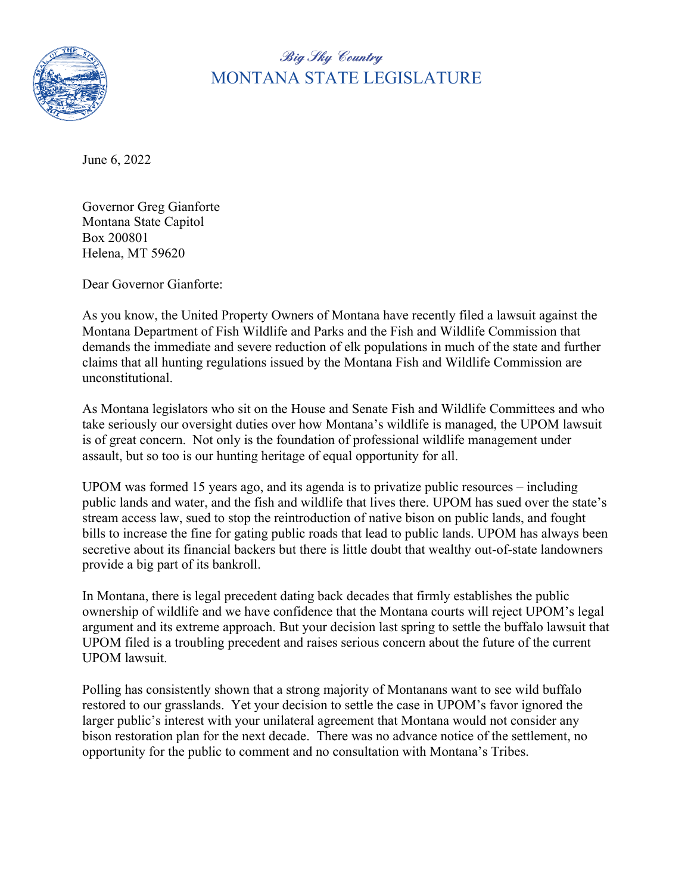*Big Sky Country*

# MONTANA STATE LEGISLATURE

June 6, 2022

Governor Greg Gianforte
Montana State Capitol
Box 200801
Helena, MT 59620

Dear Governor Gianforte:

As you know, the United Property Owners of Montana have recently filed a lawsuit against the Montana Department of Fish Wildlife and Parks and the Fish and Wildlife Commission that demands the immediate and severe reduction of elk populations in much of the state and further claims that all hunting regulations issued by the Montana Fish and Wildlife Commission are unconstitutional.

As Montana legislators who sit on the House and Senate Fish and Wildlife Committees and who take seriously our oversight duties over how Montana's wildlife is managed, the UPOM lawsuit is of great concern. Not only is the foundation of professional wildlife management under assault, but so too is our hunting heritage of equal opportunity for all.

UPOM was formed 15 years ago, and its agenda is to privatize public resources – including public lands and water, and the fish and wildlife that lives there. UPOM has sued over the state's stream access law, sued to stop the reintroduction of native bison on public lands, and fought bills to increase the fine for gating public roads that lead to public lands. UPOM has always been secretive about its financial backers but there is little doubt that wealthy out-of-state landowners provide a big part of its bankroll.

In Montana, there is legal precedent dating back decades that firmly establishes the public ownership of wildlife and we have confidence that the Montana courts will reject UPOM's legal argument and its extreme approach. But your decision last spring to settle the buffalo lawsuit that UPOM filed is a troubling precedent and raises serious concern about the future of the current UPOM lawsuit.

Polling has consistently shown that a strong majority of Montanans want to see wild buffalo restored to our grasslands. Yet your decision to settle the case in UPOM's favor ignored the larger public's interest with your unilateral agreement that Montana would not consider any bison restoration plan for the next decade. There was no advance notice of the settlement, no opportunity for the public to comment and no consultation with Montana's Tribes.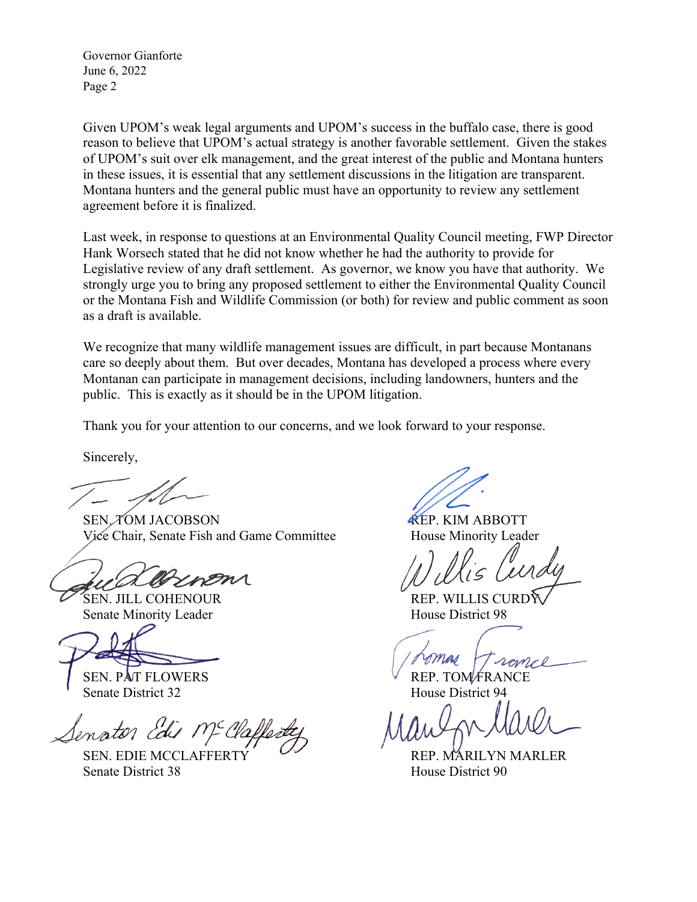Governor Gianforte
June 6, 2022
Page 2

Given UPOM's weak legal arguments and UPOM's success in the buffalo case, there is good reason to believe that UPOM's actual strategy is another favorable settlement. Given the stakes of UPOM's suit over elk management, and the great interest of the public and Montana hunters in these issues, it is essential that any settlement discussions in the litigation are transparent. Montana hunters and the general public must have an opportunity to review any settlement agreement before it is finalized.

Last week, in response to questions at an Environmental Quality Council meeting, FWP Director Hank Worsech stated that he did not know whether he had the authority to provide for Legislative review of any draft settlement. As governor, we know you have that authority. We strongly urge you to bring any proposed settlement to either the Environmental Quality Council or the Montana Fish and Wildlife Commission (or both) for review and public comment as soon as a draft is available.

We recognize that many wildlife management issues are difficult, in part because Montanans care so deeply about them. But over decades, Montana has developed a process where every Montanan can participate in management decisions, including landowners, hunters and the public. This is exactly as it should be in the UPOM litigation.

Thank you for your attention to our concerns, and we look forward to your response.

Sincerely,

SEN. TOM JACOBSON
Vice Chair, Senate Fish and Game Committee

SEN. JILL COHENOUR
Senate Minority Leader

SEN. PAT FLOWERS
Senate District 32

SEN. EDIE MCCLAFFERTY
Senate District 38

REP. KIM ABBOTT
House Minority Leader

REP. WILLIS CURDY
House District 98

REP. TOM FRANCE
House District 94

REP. MARILYN MARLER
House District 90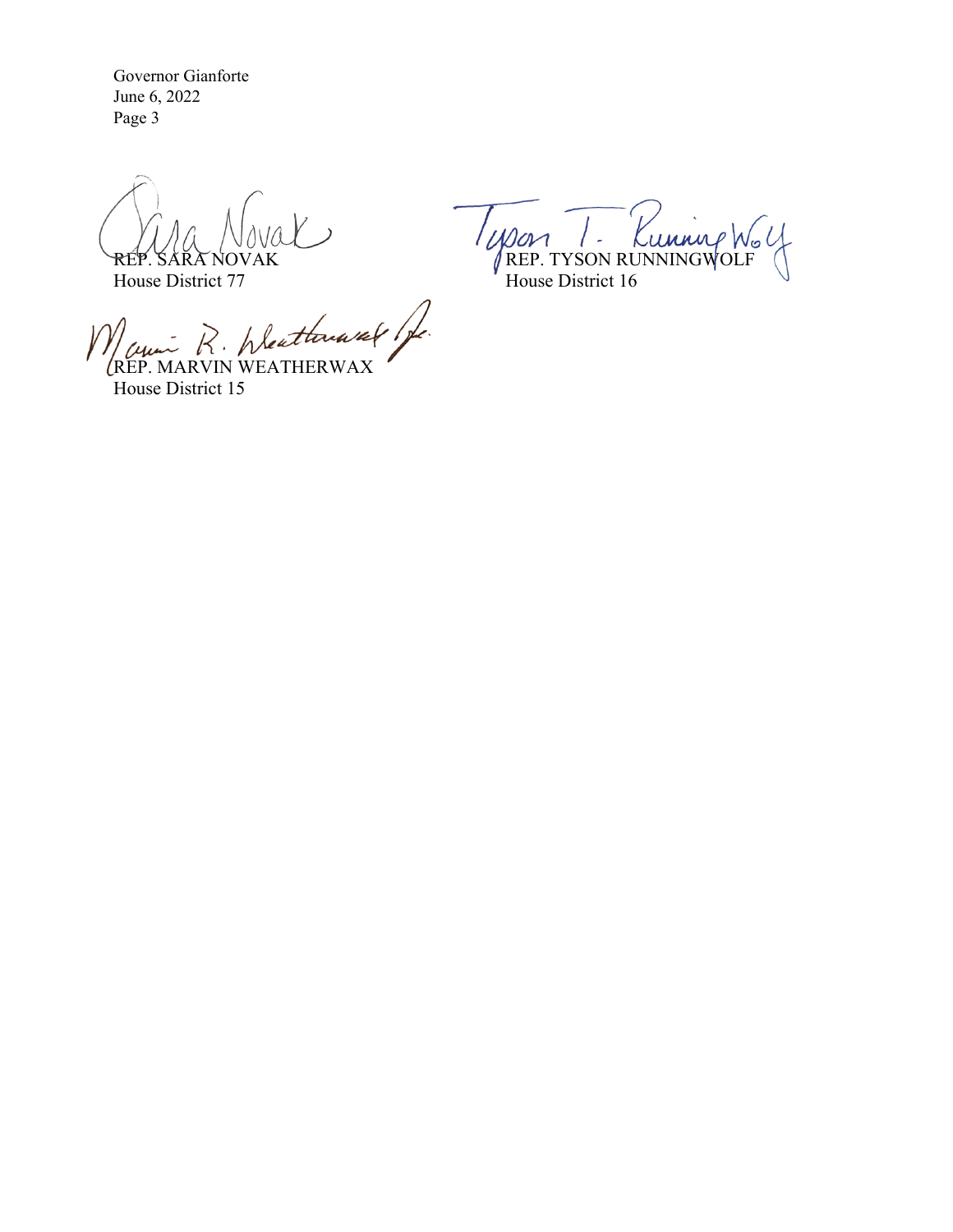REP. SARA NOVAK
House District 77

REP. TYSON RUNNINGWOLF
House District 16

REP. MARVIN WEATHERWAX
House District 15